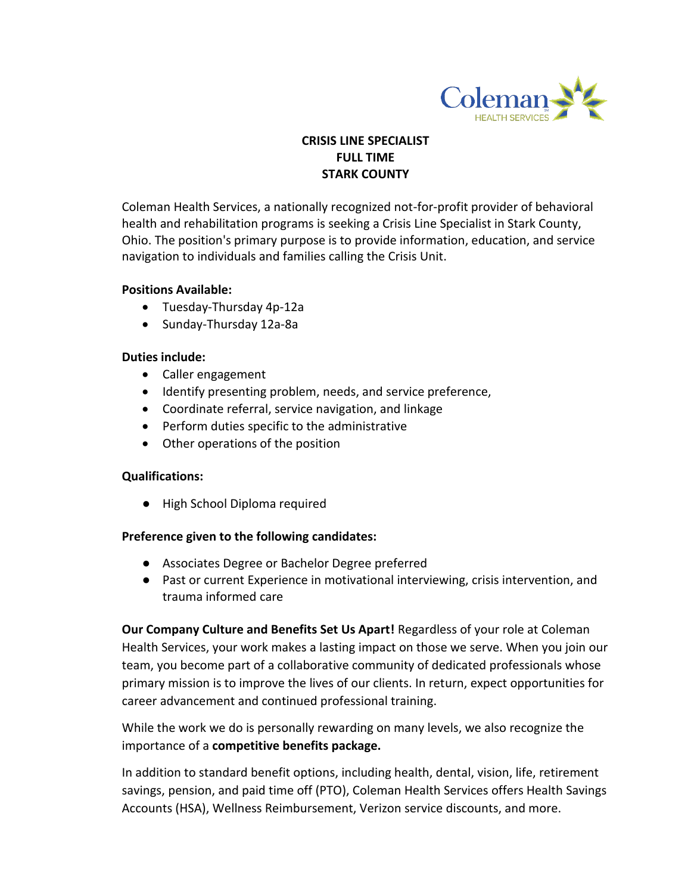# CRISIS LINE SPECIALIST
## FULL TIME
## STARK COUNTY

Coleman Health Services, a nationally recognized not-for-profit provider of behavioral health and rehabilitation programs is seeking a Crisis Line Specialist in Stark County, Ohio. The position's primary purpose is to provide information, education, and service navigation to individuals and families calling the Crisis Unit.

**Positions Available:**

- Tuesday-Thursday 4p-12a
- Sunday-Thursday 12a-8a

**Duties include:**

- Caller engagement
- Identify presenting problem, needs, and service preference,
- Coordinate referral, service navigation, and linkage
- Perform duties specific to the administrative
- Other operations of the position

**Qualifications:**

- High School Diploma required

**Preference given to the following candidates:**

- Associates Degree or Bachelor Degree preferred
- Past or current Experience in motivational interviewing, crisis intervention, and trauma informed care

**Our Company Culture and Benefits Set Us Apart!** Regardless of your role at Coleman Health Services, your work makes a lasting impact on those we serve. When you join our team, you become part of a collaborative community of dedicated professionals whose primary mission is to improve the lives of our clients. In return, expect opportunities for career advancement and continued professional training.

While the work we do is personally rewarding on many levels, we also recognize the importance of a **competitive benefits package.**

In addition to standard benefit options, including health, dental, vision, life, retirement savings, pension, and paid time off (PTO), Coleman Health Services offers Health Savings Accounts (HSA), Wellness Reimbursement, Verizon service discounts, and more.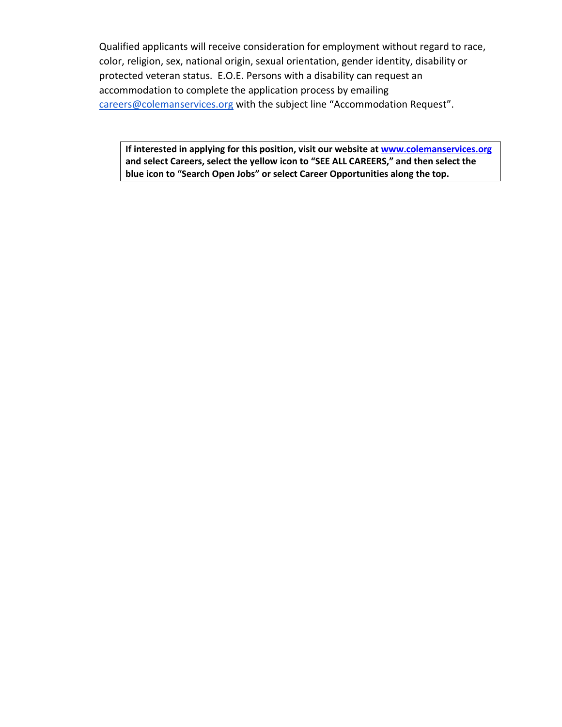Qualified applicants will receive consideration for employment without regard to race, color, religion, sex, national origin, sexual orientation, gender identity, disability or protected veteran status. E.O.E. Persons with a disability can request an accommodation to complete the application process by emailing careers@colemanservices.org with the subject line "Accommodation Request".

**If interested in applying for this position, visit our website at www.colemanservices.org and select Careers, select the yellow icon to "SEE ALL CAREERS," and then select the blue icon to "Search Open Jobs" or select Career Opportunities along the top.**